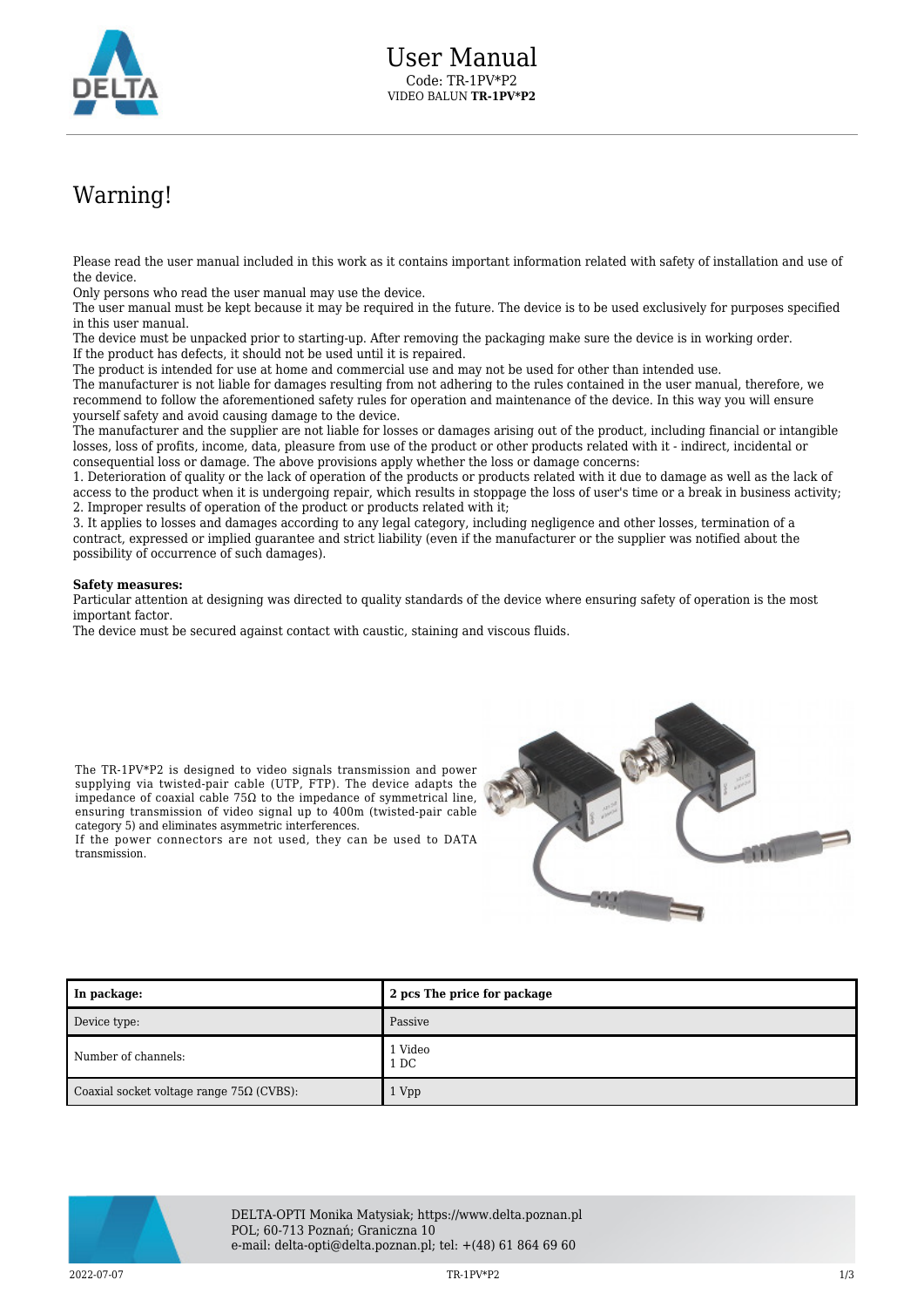# User Manual

Code: TR-1PV*P2

VIDEO BALUN **TR-1PV*P2**

# Warning!

Please read the user manual included in this work as it contains important information related with safety of installation and use of the device.
Only persons who read the user manual may use the device.
The user manual must be kept because it may be required in the future. The device is to be used exclusively for purposes specified in this user manual.
The device must be unpacked prior to starting-up. After removing the packaging make sure the device is in working order.
If the product has defects, it should not be used until it is repaired.
The product is intended for use at home and commercial use and may not be used for other than intended use.
The manufacturer is not liable for damages resulting from not adhering to the rules contained in the user manual, therefore, we recommend to follow the aforementioned safety rules for operation and maintenance of the device. In this way you will ensure yourself safety and avoid causing damage to the device.
The manufacturer and the supplier are not liable for losses or damages arising out of the product, including financial or intangible losses, loss of profits, income, data, pleasure from use of the product or other products related with it - indirect, incidental or consequential loss or damage. The above provisions apply whether the loss or damage concerns:
1. Deterioration of quality or the lack of operation of the products or products related with it due to damage as well as the lack of access to the product when it is undergoing repair, which results in stoppage the loss of user's time or a break in business activity;
2. Improper results of operation of the product or products related with it;
3. It applies to losses and damages according to any legal category, including negligence and other losses, termination of a contract, expressed or implied guarantee and strict liability (even if the manufacturer or the supplier was notified about the possibility of occurrence of such damages).

**Safety measures:**
Particular attention at designing was directed to quality standards of the device where ensuring safety of operation is the most important factor.
The device must be secured against contact with caustic, staining and viscous fluids.

The TR-1PV*P2 is designed to video signals transmission and power supplying via twisted-pair cable (UTP, FTP). The device adapts the impedance of coaxial cable 75Ω to the impedance of symmetrical line, ensuring transmission of video signal up to 400m (twisted-pair cable category 5) and eliminates asymmetric interferences.
If the power connectors are not used, they can be used to DATA transmission.

| **In package:** | **2 pcs The price for package** |
|---|---|
| Device type: | Passive |
| Number of channels: | 1 Video<br>1 DC |
| Coaxial socket voltage range 75Ω (CVBS): | 1 Vpp |

DELTA-OPTI Monika Matysiak; https://www.delta.poznan.pl
POL; 60-713 Poznań; Graniczna 10
e-mail: delta-opti@delta.poznan.pl; tel: +(48) 61 864 69 60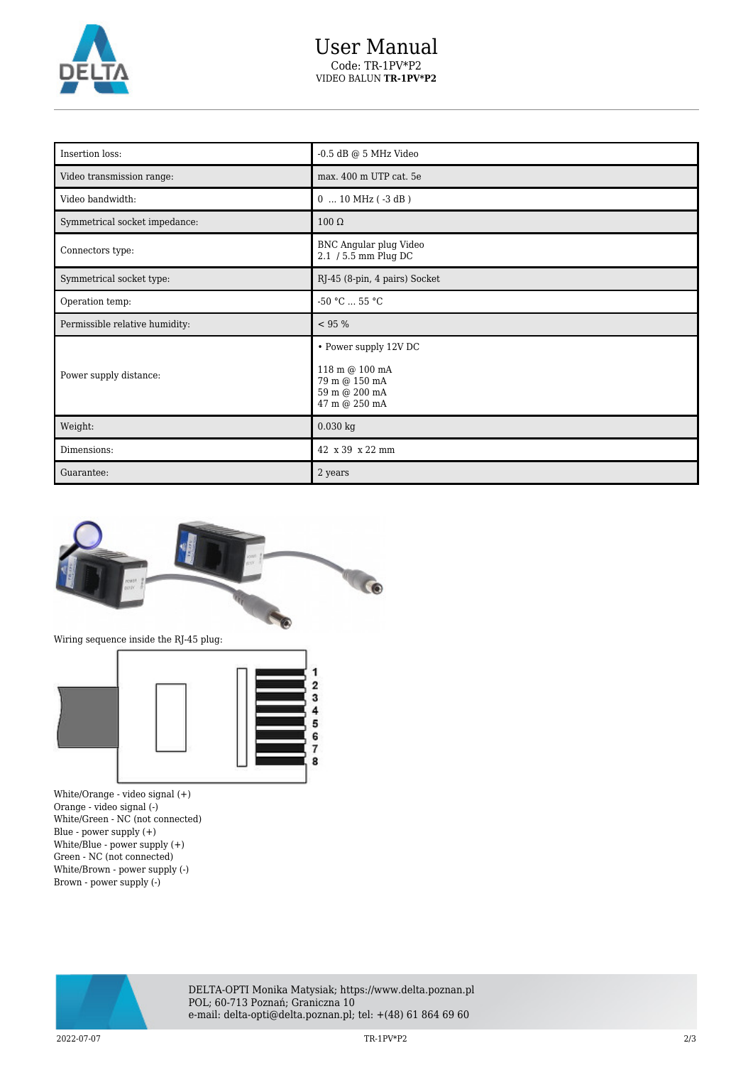| Insertion loss: | -0.5 dB @ 5 MHz Video |
|---|---|
| Video transmission range: | max. 400 m UTP cat. 5e |
| Video bandwidth: | 0 ... 10 MHz ( -3 dB ) |
| Symmetrical socket impedance: | 100 Ω |
| Connectors type: | BNC Angular plug Video<br>2.1 / 5.5 mm Plug DC |
| Symmetrical socket type: | RJ-45 (8-pin, 4 pairs) Socket |
| Operation temp: | -50 °C ... 55 °C |
| Permissible relative humidity: | < 95 % |
| Power supply distance: | • Power supply 12V DC<br><br>118 m @ 100 mA<br>79 m @ 150 mA<br>59 m @ 200 mA<br>47 m @ 250 mA |
| Weight: | 0.030 kg |
| Dimensions: | 42 x 39 x 22 mm |
| Guarantee: | 2 years |

Wiring sequence inside the RJ-45 plug:

White/Orange - video signal (+)
Orange - video signal (-)
White/Green - NC (not connected)
Blue - power supply (+)
White/Blue - power supply (+)
Green - NC (not connected)
White/Brown - power supply (-)
Brown - power supply (-)

DELTA-OPTI Monika Matysiak; https://www.delta.poznan.pl
POL; 60-713 Poznań; Graniczna 10
e-mail: delta-opti@delta.poznan.pl; tel: +(48) 61 864 69 60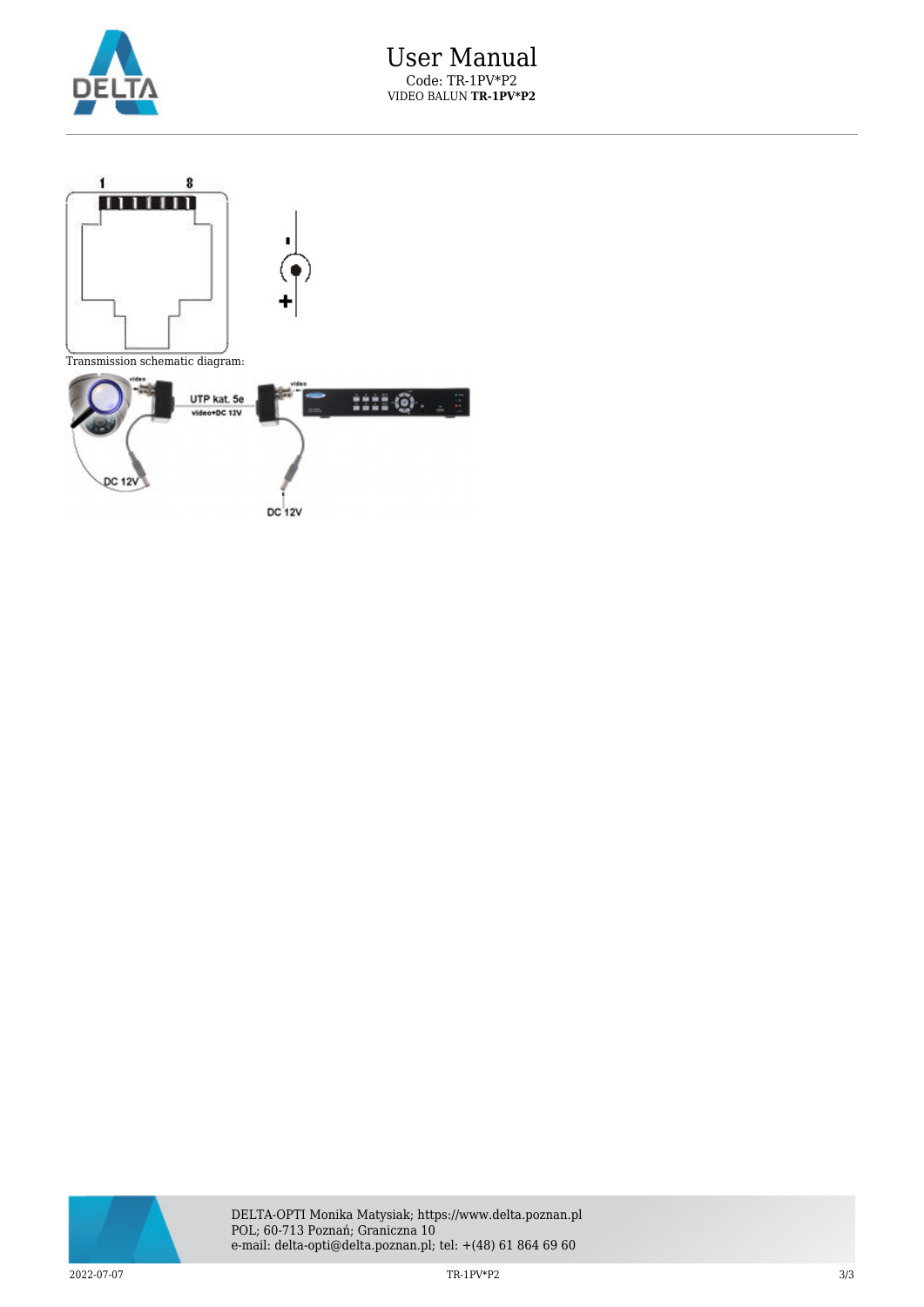1 8

-

+

Transmission schematic diagram:

video

UTP kat. 5e

video+DC 12V

video

DC 12V

DC 12V